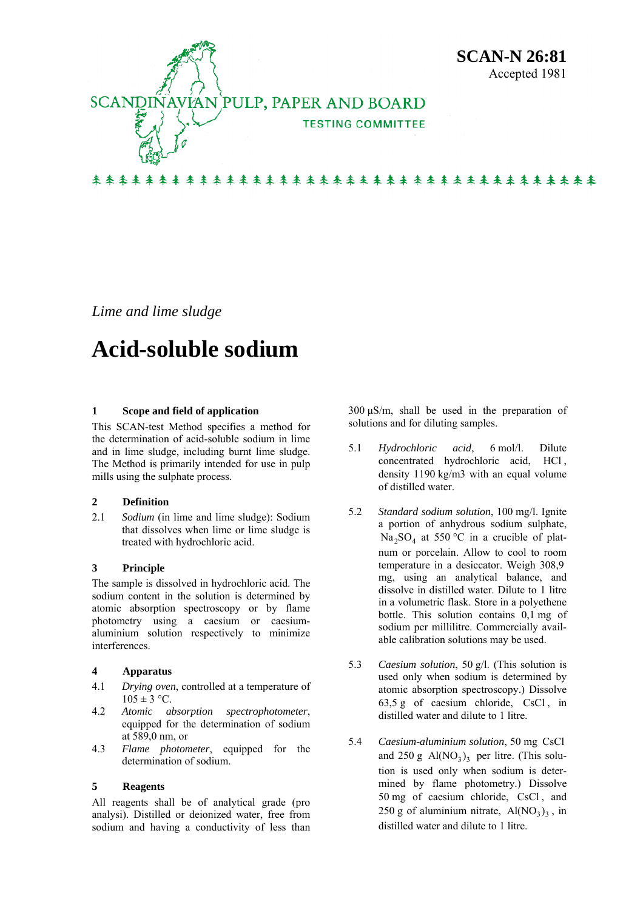SCANDINAVIAN PULP, PAPER AND BOARD

TESTING COMMITTEE

**SCAN-N 26:81**
Accepted 1981

*Lime and lime sludge*

# Acid-soluble sodium

## 1 Scope and field of application

This SCAN-test Method specifies a method for the determination of acid-soluble sodium in lime and in lime sludge, including burnt lime sludge. The Method is primarily intended for use in pulp mills using the sulphate process.

## 2 Definition

2.1 *Sodium* (in lime and lime sludge): Sodium that dissolves when lime or lime sludge is treated with hydrochloric acid.

## 3 Principle

The sample is dissolved in hydrochloric acid. The sodium content in the solution is determined by atomic absorption spectroscopy or by flame photometry using a caesium or caesium-aluminium solution respectively to minimize interferences.

## 4 Apparatus

4.1 *Drying oven*, controlled at a temperature of 105 ± 3 °C.

4.2 *Atomic absorption spectrophotometer*, equipped for the determination of sodium at 589,0 nm, or

4.3 *Flame photometer*, equipped for the determination of sodium.

## 5 Reagents

All reagents shall be of analytical grade (pro analysi). Distilled or deionized water, free from sodium and having a conductivity of less than 300 µS/m, shall be used in the preparation of solutions and for diluting samples.

5.1 *Hydrochloric acid*, 6 mol/l. Dilute concentrated hydrochloric acid, $HCl$, density 1190 kg/m3 with an equal volume of distilled water.

5.2 *Standard sodium solution*, 100 mg/l. Ignite a portion of anhydrous sodium sulphate, $Na_2SO_4$ at 550 °C in a crucible of platnum or porcelain. Allow to cool to room temperature in a desiccator. Weigh 308,9 mg, using an analytical balance, and dissolve in distilled water. Dilute to 1 litre in a volumetric flask. Store in a polyethene bottle. This solution contains 0,1 mg of sodium per millilitre. Commercially available calibration solutions may be used.

5.3 *Caesium solution*, 50 g/l. (This solution is used only when sodium is determined by atomic absorption spectroscopy.) Dissolve 63,5 g of caesium chloride, $CsCl$, in distilled water and dilute to 1 litre.

5.4 *Caesium-aluminium solution*, 50 mg $CsCl$ and 250 g $Al(NO_3)_3$ per litre. (This solution is used only when sodium is determined by flame photometry.) Dissolve 50 mg of caesium chloride, $CsCl$, and 250 g of aluminium nitrate, $Al(NO_3)_3$, in distilled water and dilute to 1 litre.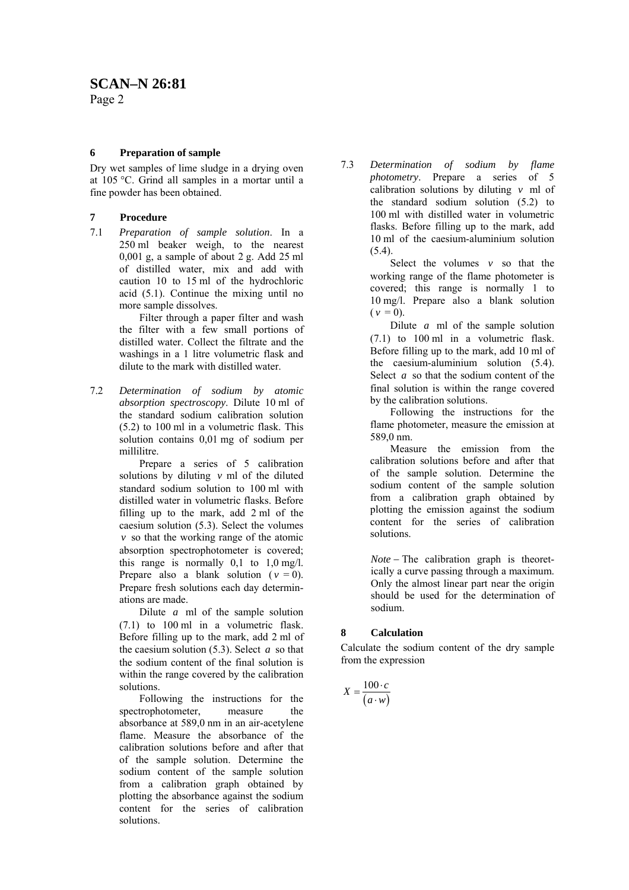## 6 Preparation of sample

Dry wet samples of lime sludge in a drying oven at 105 °C. Grind all samples in a mortar until a fine powder has been obtained.

## 7 Procedure

7.1 *Preparation of sample solution*. In a 250 ml beaker weigh, to the nearest 0,001 g, a sample of about 2 g. Add 25 ml of distilled water, mix and add with caution 10 to 15 ml of the hydrochloric acid (5.1). Continue the mixing until no more sample dissolves.

Filter through a paper filter and wash the filter with a few small portions of distilled water. Collect the filtrate and the washings in a 1 litre volumetric flask and dilute to the mark with distilled water.

7.2 *Determination of sodium by atomic absorption spectroscopy*. Dilute 10 ml of the standard sodium calibration solution (5.2) to 100 ml in a volumetric flask. This solution contains 0,01 mg of sodium per millilitre.

Prepare a series of 5 calibration solutions by diluting $v$ ml of the diluted standard sodium solution to 100 ml with distilled water in volumetric flasks. Before filling up to the mark, add 2 ml of the caesium solution (5.3). Select the volumes $v$ so that the working range of the atomic absorption spectrophotometer is covered; this range is normally 0,1 to 1,0 mg/l. Prepare also a blank solution ($v = 0$). Prepare fresh solutions each day determinations are made.

Dilute $a$ ml of the sample solution (7.1) to 100 ml in a volumetric flask. Before filling up to the mark, add 2 ml of the caesium solution (5.3). Select $a$ so that the sodium content of the final solution is within the range covered by the calibration solutions.

Following the instructions for the spectrophotometer, measure the absorbance at 589,0 nm in an air-acetylene flame. Measure the absorbance of the calibration solutions before and after that of the sample solution. Determine the sodium content of the sample solution from a calibration graph obtained by plotting the absorbance against the sodium content for the series of calibration solutions.

7.3 *Determination of sodium by flame photometry*. Prepare a series of 5 calibration solutions by diluting $v$ ml of the standard sodium solution (5.2) to 100 ml with distilled water in volumetric flasks. Before filling up to the mark, add 10 ml of the caesium-aluminium solution (5.4).

Select the volumes $v$ so that the working range of the flame photometer is covered; this range is normally 1 to 10 mg/l. Prepare also a blank solution ($v = 0$).

Dilute $a$ ml of the sample solution (7.1) to 100 ml in a volumetric flask. Before filling up to the mark, add 10 ml of the caesium-aluminium solution (5.4). Select $a$ so that the sodium content of the final solution is within the range covered by the calibration solutions.

Following the instructions for the flame photometer, measure the emission at 589,0 nm.

Measure the emission from the calibration solutions before and after that of the sample solution. Determine the sodium content of the sample solution from a calibration graph obtained by plotting the emission against the sodium content for the series of calibration solutions.

*Note* – The calibration graph is theoretically a curve passing through a maximum. Only the almost linear part near the origin should be used for the determination of sodium.

## 8 Calculation

Calculate the sodium content of the dry sample from the expression

$$X = \frac{100 \cdot c}{(a \cdot w)}$$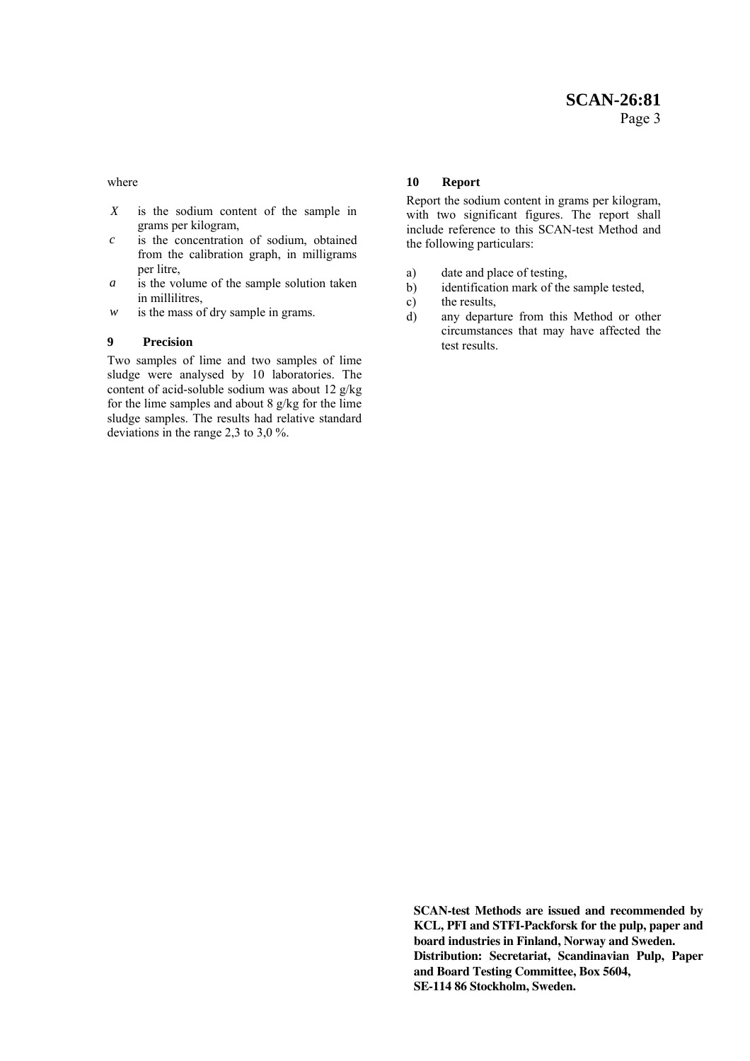where

- $X$ is the sodium content of the sample in grams per kilogram,
- $c$ is the concentration of sodium, obtained from the calibration graph, in milligrams per litre,
- $a$ is the volume of the sample solution taken in millilitres,
- $w$ is the mass of dry sample in grams.

## 9 Precision

Two samples of lime and two samples of lime sludge were analysed by 10 laboratories. The content of acid-soluble sodium was about 12 g/kg for the lime samples and about 8 g/kg for the lime sludge samples. The results had relative standard deviations in the range 2,3 to 3,0 %.

## 10 Report

Report the sodium content in grams per kilogram, with two significant figures. The report shall include reference to this SCAN-test Method and the following particulars:

a) date and place of testing,
b) identification mark of the sample tested,
c) the results,
d) any departure from this Method or other circumstances that may have affected the test results.

**SCAN-test Methods are issued and recommended by KCL, PFI and STFI-Packforsk for the pulp, paper and board industries in Finland, Norway and Sweden. Distribution: Secretariat, Scandinavian Pulp, Paper and Board Testing Committee, Box 5604, SE-114 86 Stockholm, Sweden.**